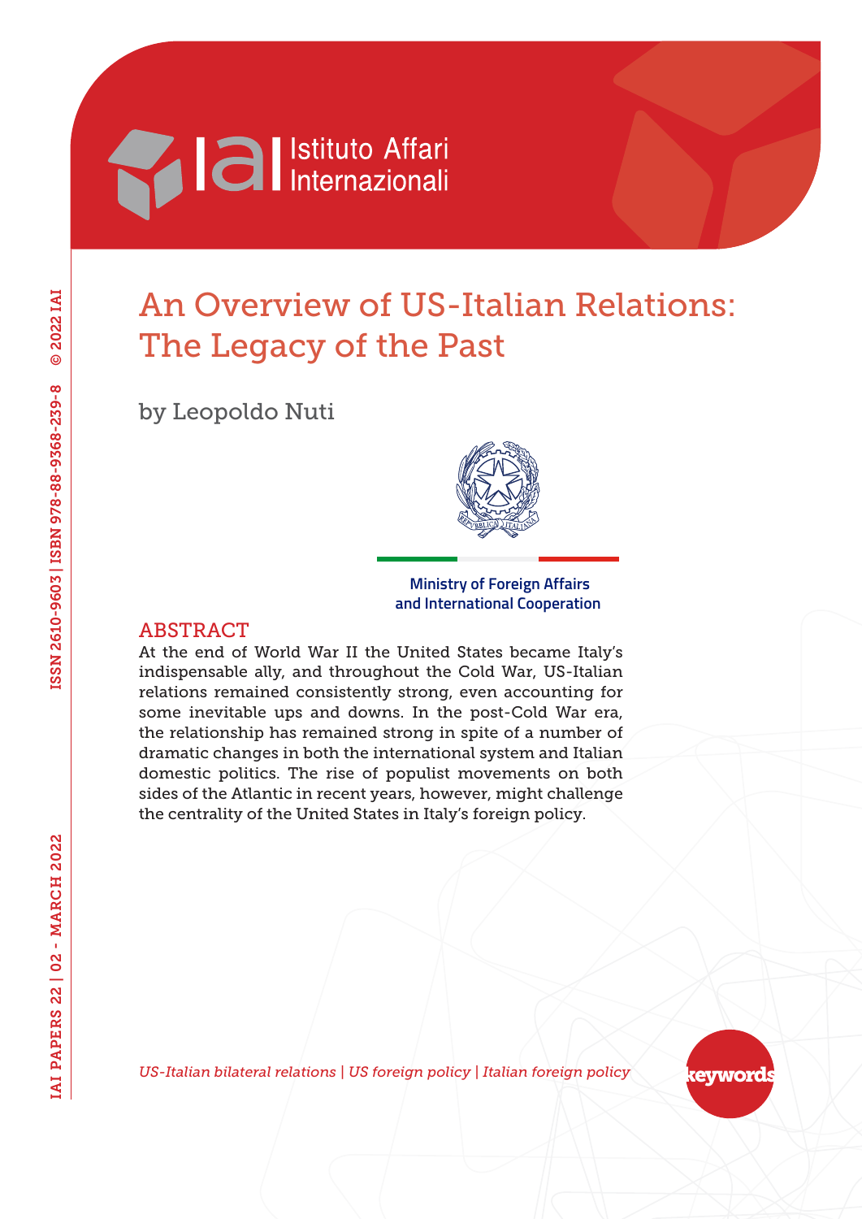# An Overview of US-Italian Relations: The Legacy of the Past

by Leopoldo Nuti

Ministry of Foreign Affairs
and International Cooperation

## ABSTRACT

At the end of World War II the United States became Italy's indispensable ally, and throughout the Cold War, US-Italian relations remained consistently strong, even accounting for some inevitable ups and downs. In the post-Cold War era, the relationship has remained strong in spite of a number of dramatic changes in both the international system and Italian domestic politics. The rise of populist movements on both sides of the Atlantic in recent years, however, might challenge the centrality of the United States in Italy's foreign policy.

*US-Italian bilateral relations | US foreign policy | Italian foreign policy*

keywords

IAI PAPERS 22 | 02 - MARCH 2022

ISSN 2610-9603 | ISBN 978-88-9368-239-8 © 2022 IAI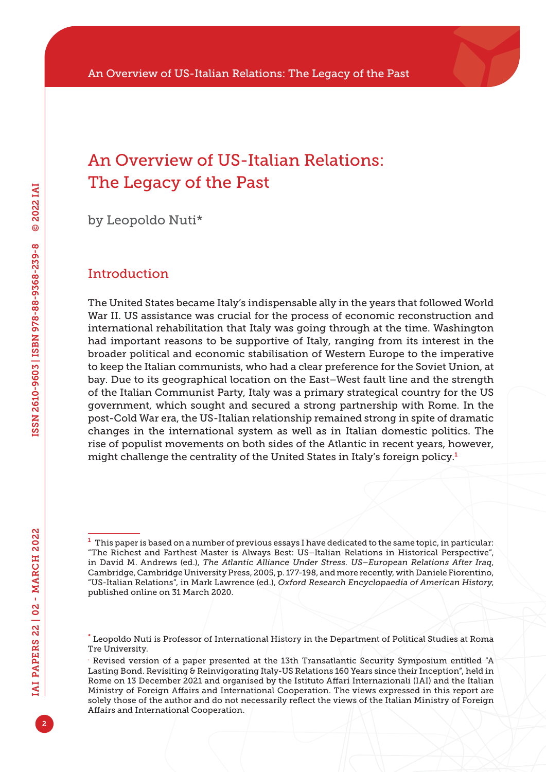# An Overview of US-Italian Relations: The Legacy of the Past

by Leopoldo Nuti*

## Introduction

The United States became Italy's indispensable ally in the years that followed World War II. US assistance was crucial for the process of economic reconstruction and international rehabilitation that Italy was going through at the time. Washington had important reasons to be supportive of Italy, ranging from its interest in the broader political and economic stabilisation of Western Europe to the imperative to keep the Italian communists, who had a clear preference for the Soviet Union, at bay. Due to its geographical location on the East–West fault line and the strength of the Italian Communist Party, Italy was a primary strategical country for the US government, which sought and secured a strong partnership with Rome. In the post-Cold War era, the US-Italian relationship remained strong in spite of dramatic changes in the international system as well as in Italian domestic politics. The rise of populist movements on both sides of the Atlantic in recent years, however, might challenge the centrality of the United States in Italy's foreign policy.[1]

---

[1] This paper is based on a number of previous essays I have dedicated to the same topic, in particular: "The Richest and Farthest Master is Always Best: US–Italian Relations in Historical Perspective", in David M. Andrews (ed.), *The Atlantic Alliance Under Stress. US–European Relations After Iraq*, Cambridge, Cambridge University Press, 2005, p. 177-198, and more recently, with Daniele Fiorentino, "US-Italian Relations", in Mark Lawrence (ed.), *Oxford Research Encyclopaedia of American History*, published online on 31 March 2020.

\* Leopoldo Nuti is Professor of International History in the Department of Political Studies at Roma Tre University.

. Revised version of a paper presented at the 13th Transatlantic Security Symposium entitled "A Lasting Bond. Revisiting & Reinvigorating Italy-US Relations 160 Years since their Inception", held in Rome on 13 December 2021 and organised by the Istituto Affari Internazionali (IAI) and the Italian Ministry of Foreign Affairs and International Cooperation. The views expressed in this report are solely those of the author and do not necessarily reflect the views of the Italian Ministry of Foreign Affairs and International Cooperation.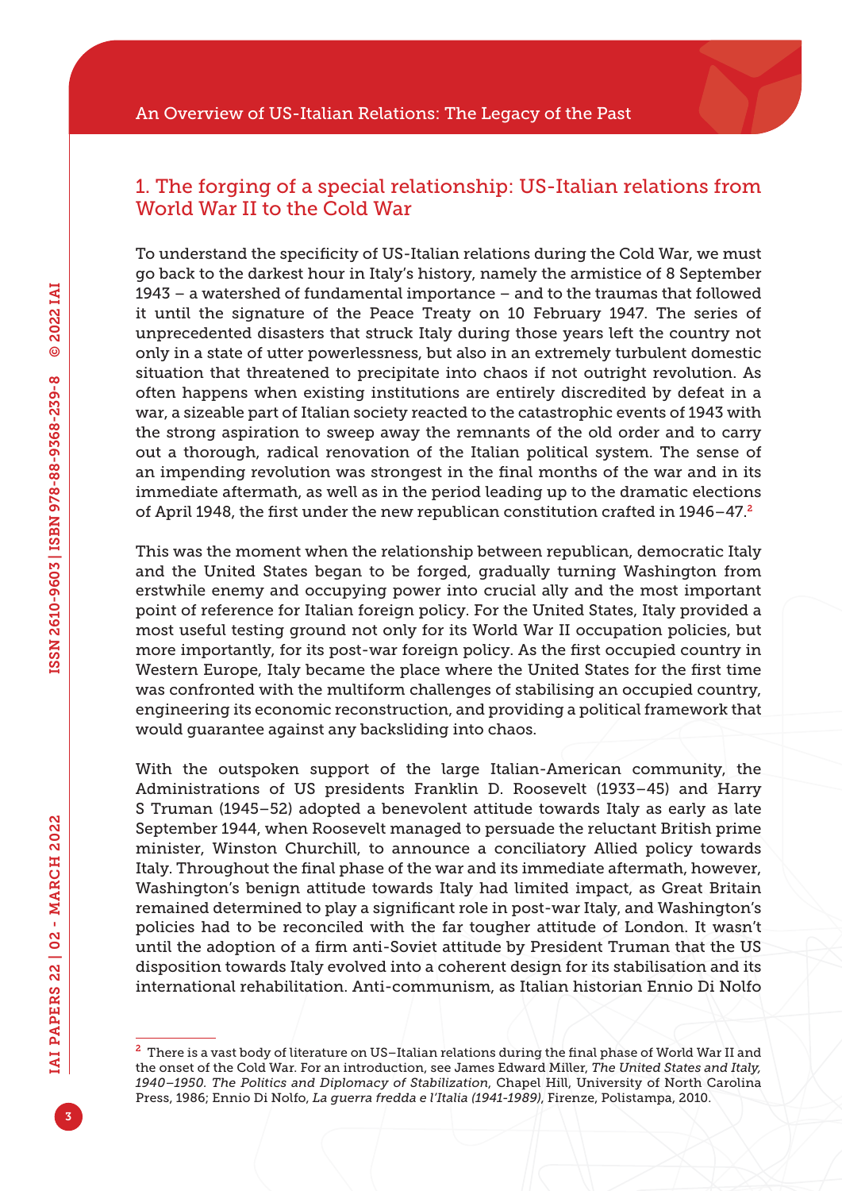## 1. The forging of a special relationship: US-Italian relations from World War II to the Cold War

To understand the specificity of US-Italian relations during the Cold War, we must go back to the darkest hour in Italy's history, namely the armistice of 8 September 1943 – a watershed of fundamental importance – and to the traumas that followed it until the signature of the Peace Treaty on 10 February 1947. The series of unprecedented disasters that struck Italy during those years left the country not only in a state of utter powerlessness, but also in an extremely turbulent domestic situation that threatened to precipitate into chaos if not outright revolution. As often happens when existing institutions are entirely discredited by defeat in a war, a sizeable part of Italian society reacted to the catastrophic events of 1943 with the strong aspiration to sweep away the remnants of the old order and to carry out a thorough, radical renovation of the Italian political system. The sense of an impending revolution was strongest in the final months of the war and in its immediate aftermath, as well as in the period leading up to the dramatic elections of April 1948, the first under the new republican constitution crafted in 1946–47.[2]

This was the moment when the relationship between republican, democratic Italy and the United States began to be forged, gradually turning Washington from erstwhile enemy and occupying power into crucial ally and the most important point of reference for Italian foreign policy. For the United States, Italy provided a most useful testing ground not only for its World War II occupation policies, but more importantly, for its post-war foreign policy. As the first occupied country in Western Europe, Italy became the place where the United States for the first time was confronted with the multiform challenges of stabilising an occupied country, engineering its economic reconstruction, and providing a political framework that would guarantee against any backsliding into chaos.

With the outspoken support of the large Italian-American community, the Administrations of US presidents Franklin D. Roosevelt (1933–45) and Harry S Truman (1945–52) adopted a benevolent attitude towards Italy as early as late September 1944, when Roosevelt managed to persuade the reluctant British prime minister, Winston Churchill, to announce a conciliatory Allied policy towards Italy. Throughout the final phase of the war and its immediate aftermath, however, Washington's benign attitude towards Italy had limited impact, as Great Britain remained determined to play a significant role in post-war Italy, and Washington's policies had to be reconciled with the far tougher attitude of London. It wasn't until the adoption of a firm anti-Soviet attitude by President Truman that the US disposition towards Italy evolved into a coherent design for its stabilisation and its international rehabilitation. Anti-communism, as Italian historian Ennio Di Nolfo

[2] There is a vast body of literature on US–Italian relations during the final phase of World War II and the onset of the Cold War. For an introduction, see James Edward Miller, *The United States and Italy, 1940–1950. The Politics and Diplomacy of Stabilization*, Chapel Hill, University of North Carolina Press, 1986; Ennio Di Nolfo, *La guerra fredda e l'Italia (1941-1989)*, Firenze, Polistampa, 2010.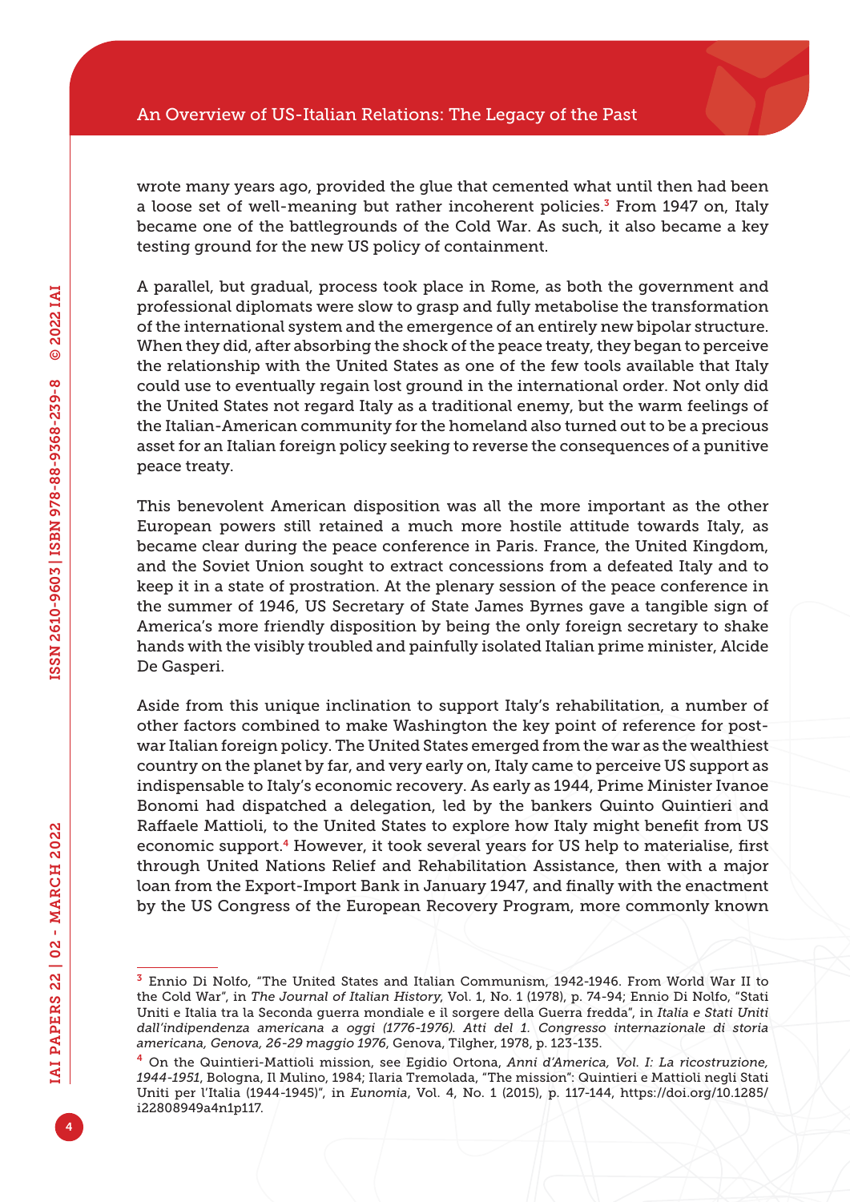wrote many years ago, provided the glue that cemented what until then had been a loose set of well-meaning but rather incoherent policies.[3] From 1947 on, Italy became one of the battlegrounds of the Cold War. As such, it also became a key testing ground for the new US policy of containment.

A parallel, but gradual, process took place in Rome, as both the government and professional diplomats were slow to grasp and fully metabolise the transformation of the international system and the emergence of an entirely new bipolar structure. When they did, after absorbing the shock of the peace treaty, they began to perceive the relationship with the United States as one of the few tools available that Italy could use to eventually regain lost ground in the international order. Not only did the United States not regard Italy as a traditional enemy, but the warm feelings of the Italian-American community for the homeland also turned out to be a precious asset for an Italian foreign policy seeking to reverse the consequences of a punitive peace treaty.

This benevolent American disposition was all the more important as the other European powers still retained a much more hostile attitude towards Italy, as became clear during the peace conference in Paris. France, the United Kingdom, and the Soviet Union sought to extract concessions from a defeated Italy and to keep it in a state of prostration. At the plenary session of the peace conference in the summer of 1946, US Secretary of State James Byrnes gave a tangible sign of America's more friendly disposition by being the only foreign secretary to shake hands with the visibly troubled and painfully isolated Italian prime minister, Alcide De Gasperi.

Aside from this unique inclination to support Italy's rehabilitation, a number of other factors combined to make Washington the key point of reference for post-war Italian foreign policy. The United States emerged from the war as the wealthiest country on the planet by far, and very early on, Italy came to perceive US support as indispensable to Italy's economic recovery. As early as 1944, Prime Minister Ivanoe Bonomi had dispatched a delegation, led by the bankers Quinto Quintieri and Raffaele Mattioli, to the United States to explore how Italy might benefit from US economic support.[4] However, it took several years for US help to materialise, first through United Nations Relief and Rehabilitation Assistance, then with a major loan from the Export-Import Bank in January 1947, and finally with the enactment by the US Congress of the European Recovery Program, more commonly known

---

[3] Ennio Di Nolfo, "The United States and Italian Communism, 1942-1946. From World War II to the Cold War", in *The Journal of Italian History*, Vol. 1, No. 1 (1978), p. 74-94; Ennio Di Nolfo, "Stati Uniti e Italia tra la Seconda guerra mondiale e il sorgere della Guerra fredda", in *Italia e Stati Uniti dall'indipendenza americana a oggi (1776-1976). Atti del 1. Congresso internazionale di storia americana, Genova, 26-29 maggio 1976*, Genova, Tilgher, 1978, p. 123-135.

[4] On the Quintieri-Mattioli mission, see Egidio Ortona, *Anni d'America, Vol. I: La ricostruzione, 1944-1951*, Bologna, Il Mulino, 1984; Ilaria Tremolada, "The mission": Quintieri e Mattioli negli Stati Uniti per l'Italia (1944-1945)", in *Eunomia*, Vol. 4, No. 1 (2015), p. 117-144, https://doi.org/10.1285/i22808949a4n1p117.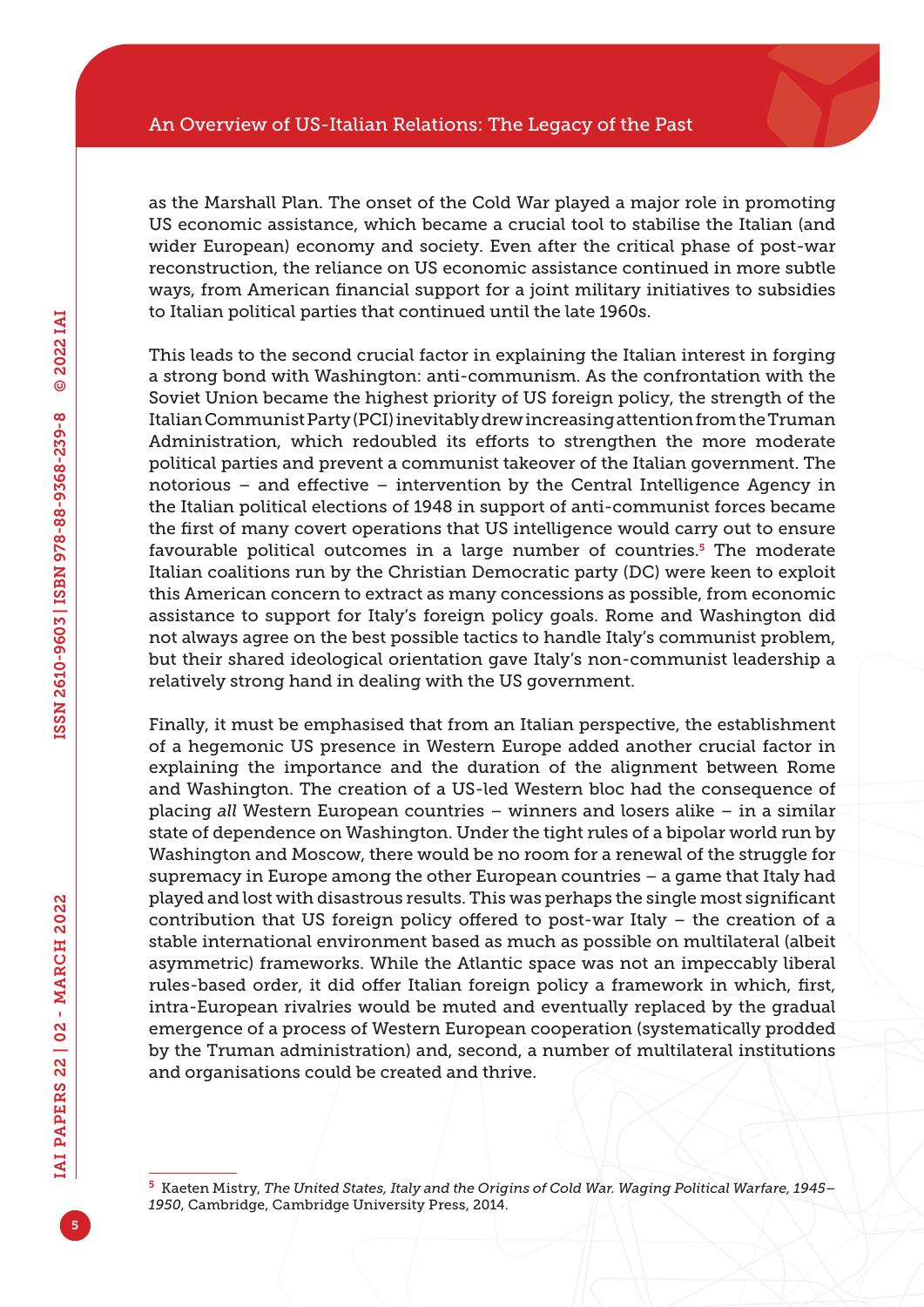as the Marshall Plan. The onset of the Cold War played a major role in promoting US economic assistance, which became a crucial tool to stabilise the Italian (and wider European) economy and society. Even after the critical phase of post-war reconstruction, the reliance on US economic assistance continued in more subtle ways, from American financial support for a joint military initiatives to subsidies to Italian political parties that continued until the late 1960s.

This leads to the second crucial factor in explaining the Italian interest in forging a strong bond with Washington: anti-communism. As the confrontation with the Soviet Union became the highest priority of US foreign policy, the strength of the Italian Communist Party (PCI) inevitably drew increasing attention from the Truman Administration, which redoubled its efforts to strengthen the more moderate political parties and prevent a communist takeover of the Italian government. The notorious – and effective – intervention by the Central Intelligence Agency in the Italian political elections of 1948 in support of anti-communist forces became the first of many covert operations that US intelligence would carry out to ensure favourable political outcomes in a large number of countries.[5] The moderate Italian coalitions run by the Christian Democratic party (DC) were keen to exploit this American concern to extract as many concessions as possible, from economic assistance to support for Italy's foreign policy goals. Rome and Washington did not always agree on the best possible tactics to handle Italy's communist problem, but their shared ideological orientation gave Italy's non-communist leadership a relatively strong hand in dealing with the US government.

Finally, it must be emphasised that from an Italian perspective, the establishment of a hegemonic US presence in Western Europe added another crucial factor in explaining the importance and the duration of the alignment between Rome and Washington. The creation of a US-led Western bloc had the consequence of placing *all* Western European countries – winners and losers alike – in a similar state of dependence on Washington. Under the tight rules of a bipolar world run by Washington and Moscow, there would be no room for a renewal of the struggle for supremacy in Europe among the other European countries – a game that Italy had played and lost with disastrous results. This was perhaps the single most significant contribution that US foreign policy offered to post-war Italy – the creation of a stable international environment based as much as possible on multilateral (albeit asymmetric) frameworks. While the Atlantic space was not an impeccably liberal rules-based order, it did offer Italian foreign policy a framework in which, first, intra-European rivalries would be muted and eventually replaced by the gradual emergence of a process of Western European cooperation (systematically prodded by the Truman administration) and, second, a number of multilateral institutions and organisations could be created and thrive.

[5] Kaeten Mistry, *The United States, Italy and the Origins of Cold War. Waging Political Warfare, 1945–1950*, Cambridge, Cambridge University Press, 2014.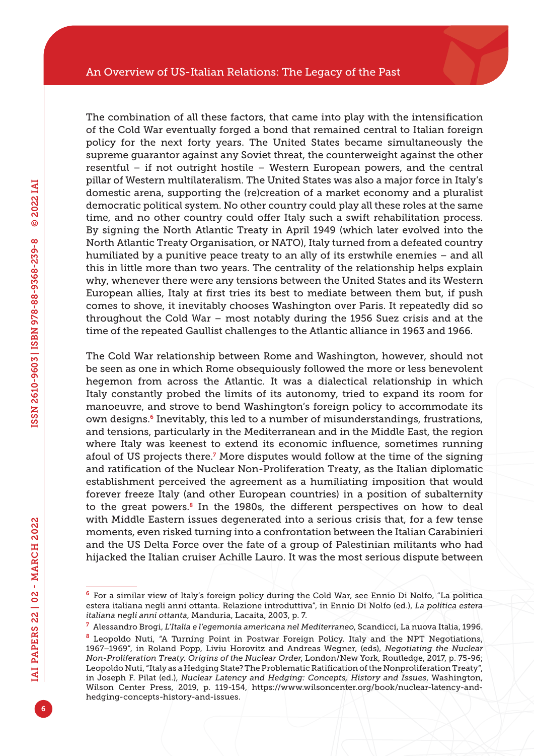The combination of all these factors, that came into play with the intensification of the Cold War eventually forged a bond that remained central to Italian foreign policy for the next forty years. The United States became simultaneously the supreme guarantor against any Soviet threat, the counterweight against the other resentful – if not outright hostile – Western European powers, and the central pillar of Western multilateralism. The United States was also a major force in Italy's domestic arena, supporting the (re)creation of a market economy and a pluralist democratic political system. No other country could play all these roles at the same time, and no other country could offer Italy such a swift rehabilitation process. By signing the North Atlantic Treaty in April 1949 (which later evolved into the North Atlantic Treaty Organisation, or NATO), Italy turned from a defeated country humiliated by a punitive peace treaty to an ally of its erstwhile enemies – and all this in little more than two years. The centrality of the relationship helps explain why, whenever there were any tensions between the United States and its Western European allies, Italy at first tries its best to mediate between them but, if push comes to shove, it inevitably chooses Washington over Paris. It repeatedly did so throughout the Cold War – most notably during the 1956 Suez crisis and at the time of the repeated Gaullist challenges to the Atlantic alliance in 1963 and 1966.

The Cold War relationship between Rome and Washington, however, should not be seen as one in which Rome obsequiously followed the more or less benevolent hegemon from across the Atlantic. It was a dialectical relationship in which Italy constantly probed the limits of its autonomy, tried to expand its room for manoeuvre, and strove to bend Washington's foreign policy to accommodate its own designs.[6] Inevitably, this led to a number of misunderstandings, frustrations, and tensions, particularly in the Mediterranean and in the Middle East, the region where Italy was keenest to extend its economic influence, sometimes running afoul of US projects there.[7] More disputes would follow at the time of the signing and ratification of the Nuclear Non-Proliferation Treaty, as the Italian diplomatic establishment perceived the agreement as a humiliating imposition that would forever freeze Italy (and other European countries) in a position of subalternity to the great powers.[8] In the 1980s, the different perspectives on how to deal with Middle Eastern issues degenerated into a serious crisis that, for a few tense moments, even risked turning into a confrontation between the Italian Carabinieri and the US Delta Force over the fate of a group of Palestinian militants who had hijacked the Italian cruiser Achille Lauro. It was the most serious dispute between

---

[6] For a similar view of Italy's foreign policy during the Cold War, see Ennio Di Nolfo, "La politica estera italiana negli anni ottanta. Relazione introduttiva", in Ennio Di Nolfo (ed.), *La politica estera italiana negli anni ottanta*, Manduria, Lacaita, 2003, p. 7.

[7] Alessandro Brogi, *L'Italia e l'egemonia americana nel Mediterraneo*, Scandicci, La nuova Italia, 1996.

[8] Leopoldo Nuti, "A Turning Point in Postwar Foreign Policy. Italy and the NPT Negotiations, 1967–1969", in Roland Popp, Liviu Horovitz and Andreas Wegner, (eds), *Negotiating the Nuclear Non-Proliferation Treaty. Origins of the Nuclear Order*, London/New York, Routledge, 2017, p. 75-96; Leopoldo Nuti, "Italy as a Hedging State? The Problematic Ratification of the Nonproliferation Treaty", in Joseph F. Pilat (ed.), *Nuclear Latency and Hedging: Concepts, History and Issues*, Washington, Wilson Center Press, 2019, p. 119-154, https://www.wilsoncenter.org/book/nuclear-latency-and-hedging-concepts-history-and-issues.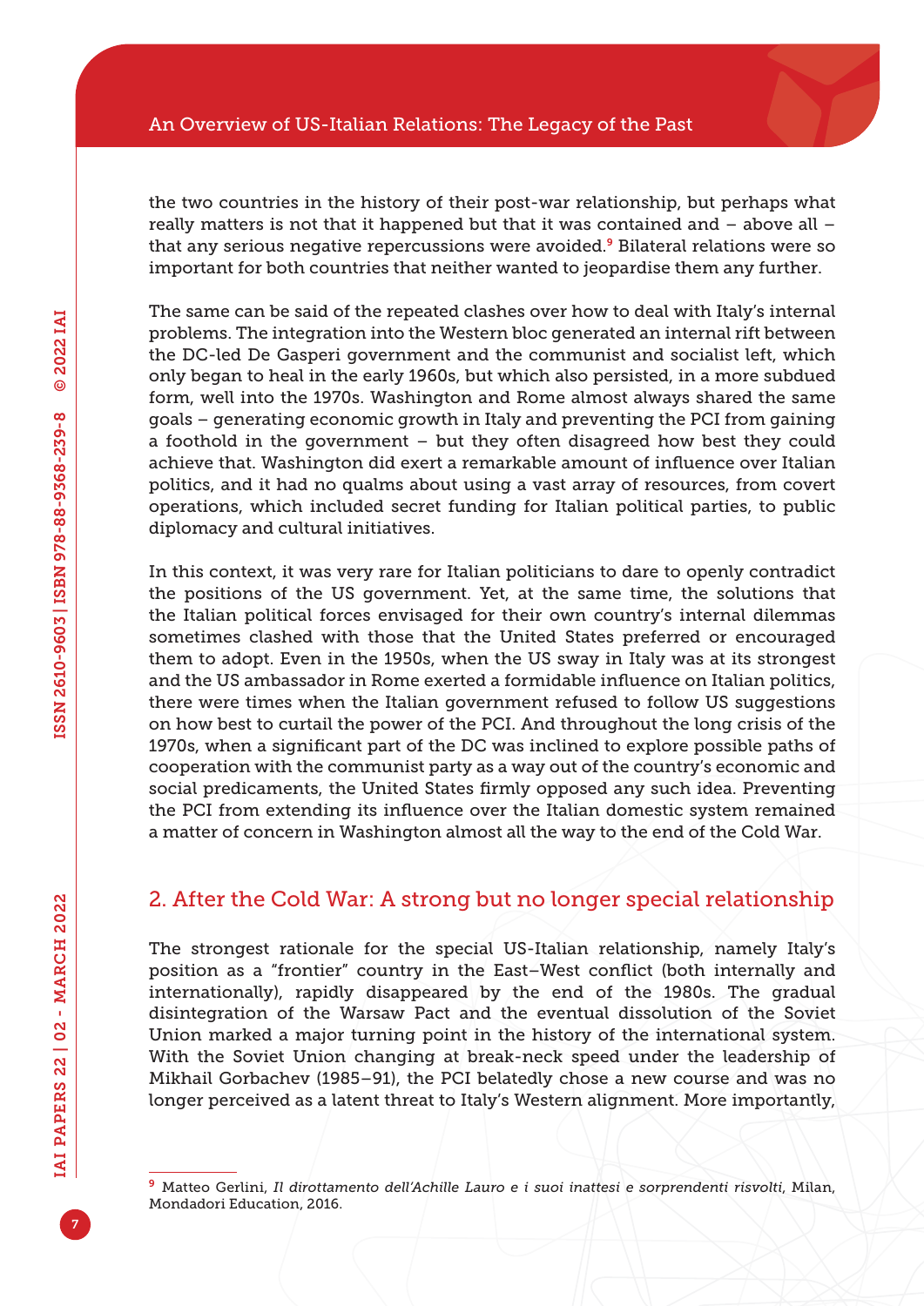the two countries in the history of their post-war relationship, but perhaps what really matters is not that it happened but that it was contained and – above all – that any serious negative repercussions were avoided.[9] Bilateral relations were so important for both countries that neither wanted to jeopardise them any further.

The same can be said of the repeated clashes over how to deal with Italy's internal problems. The integration into the Western bloc generated an internal rift between the DC-led De Gasperi government and the communist and socialist left, which only began to heal in the early 1960s, but which also persisted, in a more subdued form, well into the 1970s. Washington and Rome almost always shared the same goals – generating economic growth in Italy and preventing the PCI from gaining a foothold in the government – but they often disagreed how best they could achieve that. Washington did exert a remarkable amount of influence over Italian politics, and it had no qualms about using a vast array of resources, from covert operations, which included secret funding for Italian political parties, to public diplomacy and cultural initiatives.

In this context, it was very rare for Italian politicians to dare to openly contradict the positions of the US government. Yet, at the same time, the solutions that the Italian political forces envisaged for their own country's internal dilemmas sometimes clashed with those that the United States preferred or encouraged them to adopt. Even in the 1950s, when the US sway in Italy was at its strongest and the US ambassador in Rome exerted a formidable influence on Italian politics, there were times when the Italian government refused to follow US suggestions on how best to curtail the power of the PCI. And throughout the long crisis of the 1970s, when a significant part of the DC was inclined to explore possible paths of cooperation with the communist party as a way out of the country's economic and social predicaments, the United States firmly opposed any such idea. Preventing the PCI from extending its influence over the Italian domestic system remained a matter of concern in Washington almost all the way to the end of the Cold War.

## 2. After the Cold War: A strong but no longer special relationship

The strongest rationale for the special US-Italian relationship, namely Italy's position as a "frontier" country in the East–West conflict (both internally and internationally), rapidly disappeared by the end of the 1980s. The gradual disintegration of the Warsaw Pact and the eventual dissolution of the Soviet Union marked a major turning point in the history of the international system. With the Soviet Union changing at break-neck speed under the leadership of Mikhail Gorbachev (1985–91), the PCI belatedly chose a new course and was no longer perceived as a latent threat to Italy's Western alignment. More importantly,

[9] Matteo Gerlini, *Il dirottamento dell'Achille Lauro e i suoi inattesi e sorprendenti risvolti*, Milan, Mondadori Education, 2016.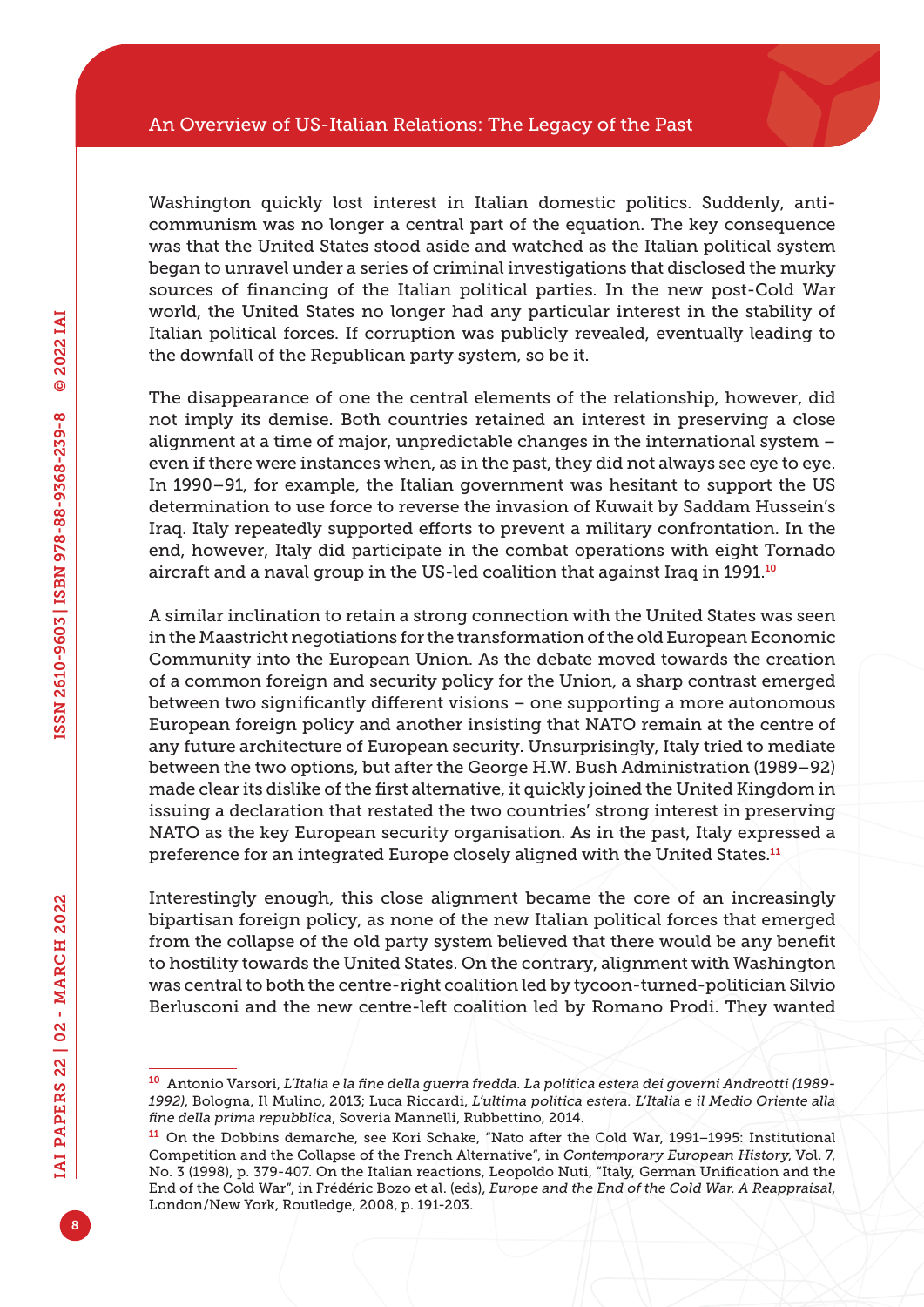Washington quickly lost interest in Italian domestic politics. Suddenly, anti-communism was no longer a central part of the equation. The key consequence was that the United States stood aside and watched as the Italian political system began to unravel under a series of criminal investigations that disclosed the murky sources of financing of the Italian political parties. In the new post-Cold War world, the United States no longer had any particular interest in the stability of Italian political forces. If corruption was publicly revealed, eventually leading to the downfall of the Republican party system, so be it.

The disappearance of one the central elements of the relationship, however, did not imply its demise. Both countries retained an interest in preserving a close alignment at a time of major, unpredictable changes in the international system – even if there were instances when, as in the past, they did not always see eye to eye. In 1990–91, for example, the Italian government was hesitant to support the US determination to use force to reverse the invasion of Kuwait by Saddam Hussein's Iraq. Italy repeatedly supported efforts to prevent a military confrontation. In the end, however, Italy did participate in the combat operations with eight Tornado aircraft and a naval group in the US-led coalition that against Iraq in 1991.[10]

A similar inclination to retain a strong connection with the United States was seen in the Maastricht negotiations for the transformation of the old European Economic Community into the European Union. As the debate moved towards the creation of a common foreign and security policy for the Union, a sharp contrast emerged between two significantly different visions – one supporting a more autonomous European foreign policy and another insisting that NATO remain at the centre of any future architecture of European security. Unsurprisingly, Italy tried to mediate between the two options, but after the George H.W. Bush Administration (1989–92) made clear its dislike of the first alternative, it quickly joined the United Kingdom in issuing a declaration that restated the two countries' strong interest in preserving NATO as the key European security organisation. As in the past, Italy expressed a preference for an integrated Europe closely aligned with the United States.[11]

Interestingly enough, this close alignment became the core of an increasingly bipartisan foreign policy, as none of the new Italian political forces that emerged from the collapse of the old party system believed that there would be any benefit to hostility towards the United States. On the contrary, alignment with Washington was central to both the centre-right coalition led by tycoon-turned-politician Silvio Berlusconi and the new centre-left coalition led by Romano Prodi. They wanted

---

[10] Antonio Varsori, *L'Italia e la fine della guerra fredda. La politica estera dei governi Andreotti (1989-1992)*, Bologna, Il Mulino, 2013; Luca Riccardi, *L'ultima politica estera. L'Italia e il Medio Oriente alla fine della prima repubblica*, Soveria Mannelli, Rubbettino, 2014.

[11] On the Dobbins demarche, see Kori Schake, "Nato after the Cold War, 1991–1995: Institutional Competition and the Collapse of the French Alternative", in *Contemporary European History*, Vol. 7, No. 3 (1998), p. 379-407. On the Italian reactions, Leopoldo Nuti, "Italy, German Unification and the End of the Cold War", in Frédéric Bozo et al. (eds), *Europe and the End of the Cold War. A Reappraisal*, London/New York, Routledge, 2008, p. 191-203.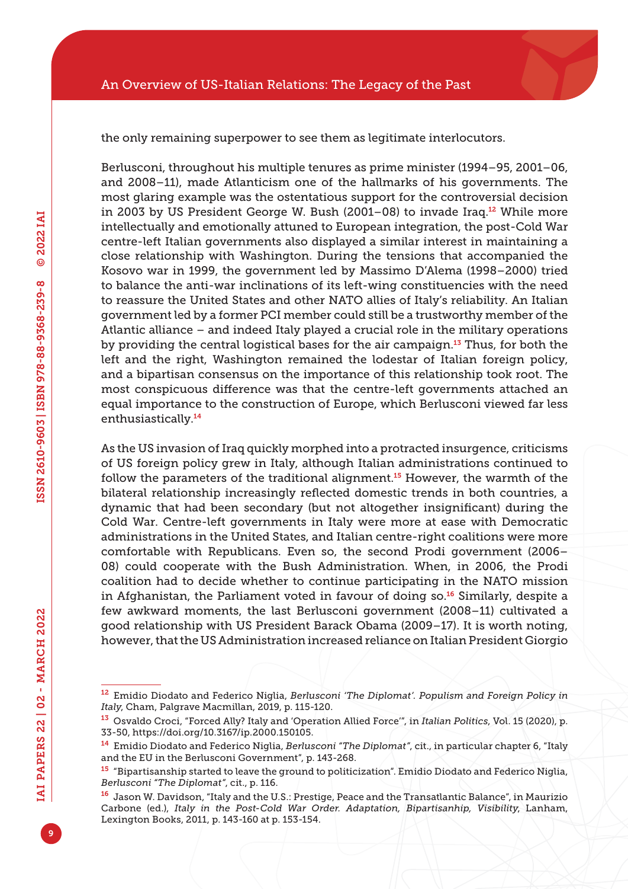the only remaining superpower to see them as legitimate interlocutors.

Berlusconi, throughout his multiple tenures as prime minister (1994–95, 2001–06, and 2008–11), made Atlanticism one of the hallmarks of his governments. The most glaring example was the ostentatious support for the controversial decision in 2003 by US President George W. Bush (2001–08) to invade Iraq.[12] While more intellectually and emotionally attuned to European integration, the post-Cold War centre-left Italian governments also displayed a similar interest in maintaining a close relationship with Washington. During the tensions that accompanied the Kosovo war in 1999, the government led by Massimo D'Alema (1998–2000) tried to balance the anti-war inclinations of its left-wing constituencies with the need to reassure the United States and other NATO allies of Italy's reliability. An Italian government led by a former PCI member could still be a trustworthy member of the Atlantic alliance – and indeed Italy played a crucial role in the military operations by providing the central logistical bases for the air campaign.[13] Thus, for both the left and the right, Washington remained the lodestar of Italian foreign policy, and a bipartisan consensus on the importance of this relationship took root. The most conspicuous difference was that the centre-left governments attached an equal importance to the construction of Europe, which Berlusconi viewed far less enthusiastically.[14]

As the US invasion of Iraq quickly morphed into a protracted insurgence, criticisms of US foreign policy grew in Italy, although Italian administrations continued to follow the parameters of the traditional alignment.[15] However, the warmth of the bilateral relationship increasingly reflected domestic trends in both countries, a dynamic that had been secondary (but not altogether insignificant) during the Cold War. Centre-left governments in Italy were more at ease with Democratic administrations in the United States, and Italian centre-right coalitions were more comfortable with Republicans. Even so, the second Prodi government (2006–08) could cooperate with the Bush Administration. When, in 2006, the Prodi coalition had to decide whether to continue participating in the NATO mission in Afghanistan, the Parliament voted in favour of doing so.[16] Similarly, despite a few awkward moments, the last Berlusconi government (2008–11) cultivated a good relationship with US President Barack Obama (2009–17). It is worth noting, however, that the US Administration increased reliance on Italian President Giorgio

---

[12] Emidio Diodato and Federico Niglia, *Berlusconi 'The Diplomat'. Populism and Foreign Policy in Italy*, Cham, Palgrave Macmillan, 2019, p. 115-120.

[13] Osvaldo Croci, "Forced Ally? Italy and 'Operation Allied Force'", in *Italian Politics*, Vol. 15 (2020), p. 33-50, https://doi.org/10.3167/ip.2000.150105.

[14] Emidio Diodato and Federico Niglia, *Berlusconi "The Diplomat"*, cit., in particular chapter 6, "Italy and the EU in the Berlusconi Government", p. 143-268.

[15] "Bipartisanship started to leave the ground to politicization". Emidio Diodato and Federico Niglia, *Berlusconi "The Diplomat"*, cit., p. 116.

[16] Jason W. Davidson, "Italy and the U.S.: Prestige, Peace and the Transatlantic Balance", in Maurizio Carbone (ed.), *Italy in the Post-Cold War Order. Adaptation, Bipartisanhip, Visibility*, Lanham, Lexington Books, 2011, p. 143-160 at p. 153-154.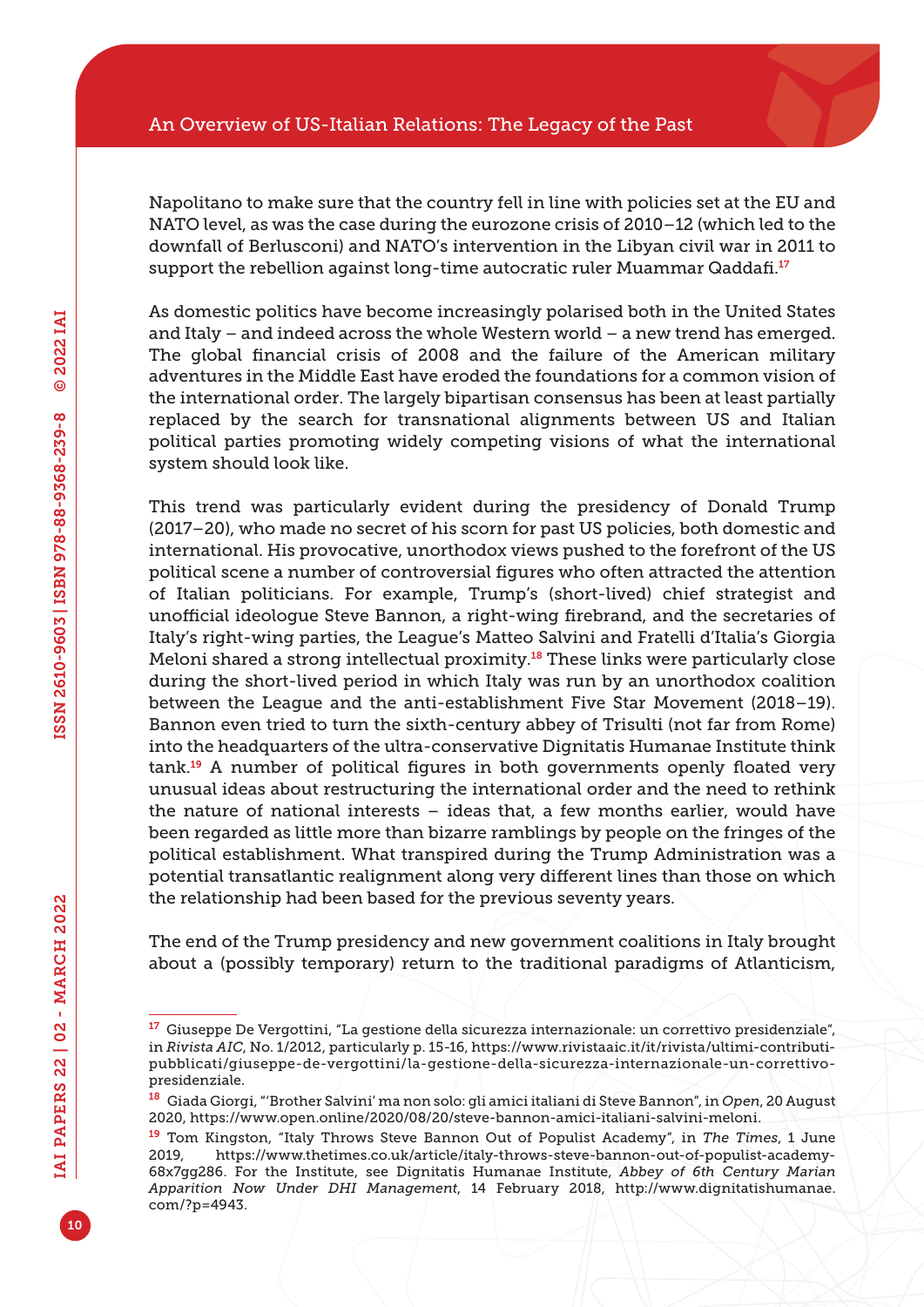Napolitano to make sure that the country fell in line with policies set at the EU and NATO level, as was the case during the eurozone crisis of 2010–12 (which led to the downfall of Berlusconi) and NATO's intervention in the Libyan civil war in 2011 to support the rebellion against long-time autocratic ruler Muammar Qaddafi.[17]

As domestic politics have become increasingly polarised both in the United States and Italy – and indeed across the whole Western world – a new trend has emerged. The global financial crisis of 2008 and the failure of the American military adventures in the Middle East have eroded the foundations for a common vision of the international order. The largely bipartisan consensus has been at least partially replaced by the search for transnational alignments between US and Italian political parties promoting widely competing visions of what the international system should look like.

This trend was particularly evident during the presidency of Donald Trump (2017–20), who made no secret of his scorn for past US policies, both domestic and international. His provocative, unorthodox views pushed to the forefront of the US political scene a number of controversial figures who often attracted the attention of Italian politicians. For example, Trump's (short-lived) chief strategist and unofficial ideologue Steve Bannon, a right-wing firebrand, and the secretaries of Italy's right-wing parties, the League's Matteo Salvini and Fratelli d'Italia's Giorgia Meloni shared a strong intellectual proximity.[18] These links were particularly close during the short-lived period in which Italy was run by an unorthodox coalition between the League and the anti-establishment Five Star Movement (2018–19). Bannon even tried to turn the sixth-century abbey of Trisulti (not far from Rome) into the headquarters of the ultra-conservative Dignitatis Humanae Institute think tank.[19] A number of political figures in both governments openly floated very unusual ideas about restructuring the international order and the need to rethink the nature of national interests – ideas that, a few months earlier, would have been regarded as little more than bizarre ramblings by people on the fringes of the political establishment. What transpired during the Trump Administration was a potential transatlantic realignment along very different lines than those on which the relationship had been based for the previous seventy years.

The end of the Trump presidency and new government coalitions in Italy brought about a (possibly temporary) return to the traditional paradigms of Atlanticism,

---

[17] Giuseppe De Vergottini, "La gestione della sicurezza internazionale: un correttivo presidenziale", in *Rivista AIC*, No. 1/2012, particularly p. 15-16, https://www.rivistaaic.it/it/rivista/ultimi-contributi-pubblicati/giuseppe-de-vergottini/la-gestione-della-sicurezza-internazionale-un-correttivo-presidenziale.

[18] Giada Giorgi, "'Brother Salvini' ma non solo: gli amici italiani di Steve Bannon", in *Open*, 20 August 2020, https://www.open.online/2020/08/20/steve-bannon-amici-italiani-salvini-meloni.

[19] Tom Kingston, "Italy Throws Steve Bannon Out of Populist Academy", in *The Times*, 1 June 2019, https://www.thetimes.co.uk/article/italy-throws-steve-bannon-out-of-populist-academy-68x7gg286. For the Institute, see Dignitatis Humanae Institute, *Abbey of 6th Century Marian Apparition Now Under DHI Management*, 14 February 2018, http://www.dignitatishumanae.com/?p=4943.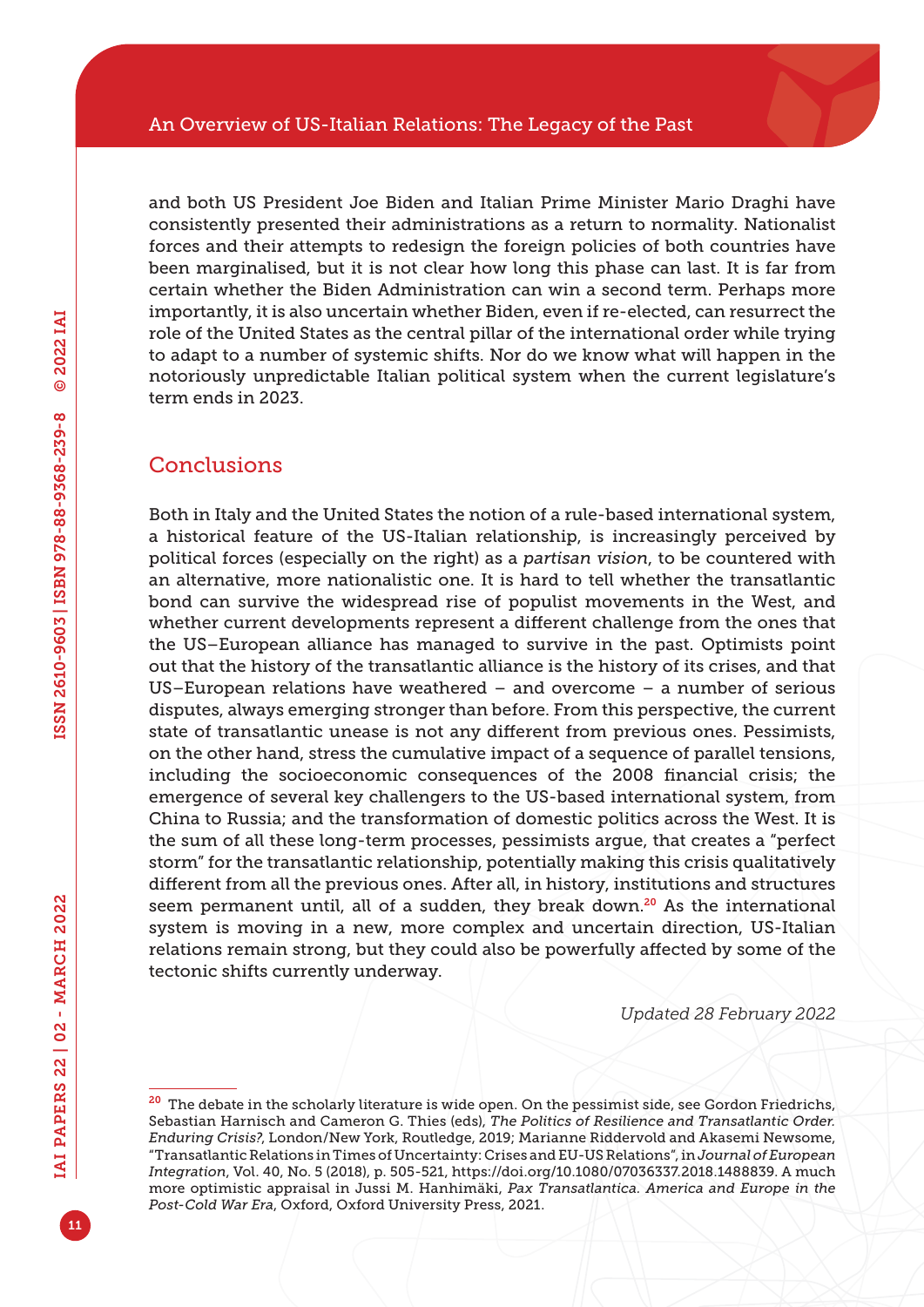and both US President Joe Biden and Italian Prime Minister Mario Draghi have consistently presented their administrations as a return to normality. Nationalist forces and their attempts to redesign the foreign policies of both countries have been marginalised, but it is not clear how long this phase can last. It is far from certain whether the Biden Administration can win a second term. Perhaps more importantly, it is also uncertain whether Biden, even if re-elected, can resurrect the role of the United States as the central pillar of the international order while trying to adapt to a number of systemic shifts. Nor do we know what will happen in the notoriously unpredictable Italian political system when the current legislature's term ends in 2023.

## Conclusions

Both in Italy and the United States the notion of a rule-based international system, a historical feature of the US-Italian relationship, is increasingly perceived by political forces (especially on the right) as a *partisan vision*, to be countered with an alternative, more nationalistic one. It is hard to tell whether the transatlantic bond can survive the widespread rise of populist movements in the West, and whether current developments represent a different challenge from the ones that the US–European alliance has managed to survive in the past. Optimists point out that the history of the transatlantic alliance is the history of its crises, and that US–European relations have weathered – and overcome – a number of serious disputes, always emerging stronger than before. From this perspective, the current state of transatlantic unease is not any different from previous ones. Pessimists, on the other hand, stress the cumulative impact of a sequence of parallel tensions, including the socioeconomic consequences of the 2008 financial crisis; the emergence of several key challengers to the US-based international system, from China to Russia; and the transformation of domestic politics across the West. It is the sum of all these long-term processes, pessimists argue, that creates a "perfect storm" for the transatlantic relationship, potentially making this crisis qualitatively different from all the previous ones. After all, in history, institutions and structures seem permanent until, all of a sudden, they break down.[20] As the international system is moving in a new, more complex and uncertain direction, US-Italian relations remain strong, but they could also be powerfully affected by some of the tectonic shifts currently underway.

*Updated 28 February 2022*

---

[20] The debate in the scholarly literature is wide open. On the pessimist side, see Gordon Friedrichs, Sebastian Harnisch and Cameron G. Thies (eds), *The Politics of Resilience and Transatlantic Order. Enduring Crisis?*, London/New York, Routledge, 2019; Marianne Riddervold and Akasemi Newsome, "Transatlantic Relations in Times of Uncertainty: Crises and EU-US Relations", in *Journal of European Integration*, Vol. 40, No. 5 (2018), p. 505-521, https://doi.org/10.1080/07036337.2018.1488839. A much more optimistic appraisal in Jussi M. Hanhimäki, *Pax Transatlantica. America and Europe in the Post-Cold War Era*, Oxford, Oxford University Press, 2021.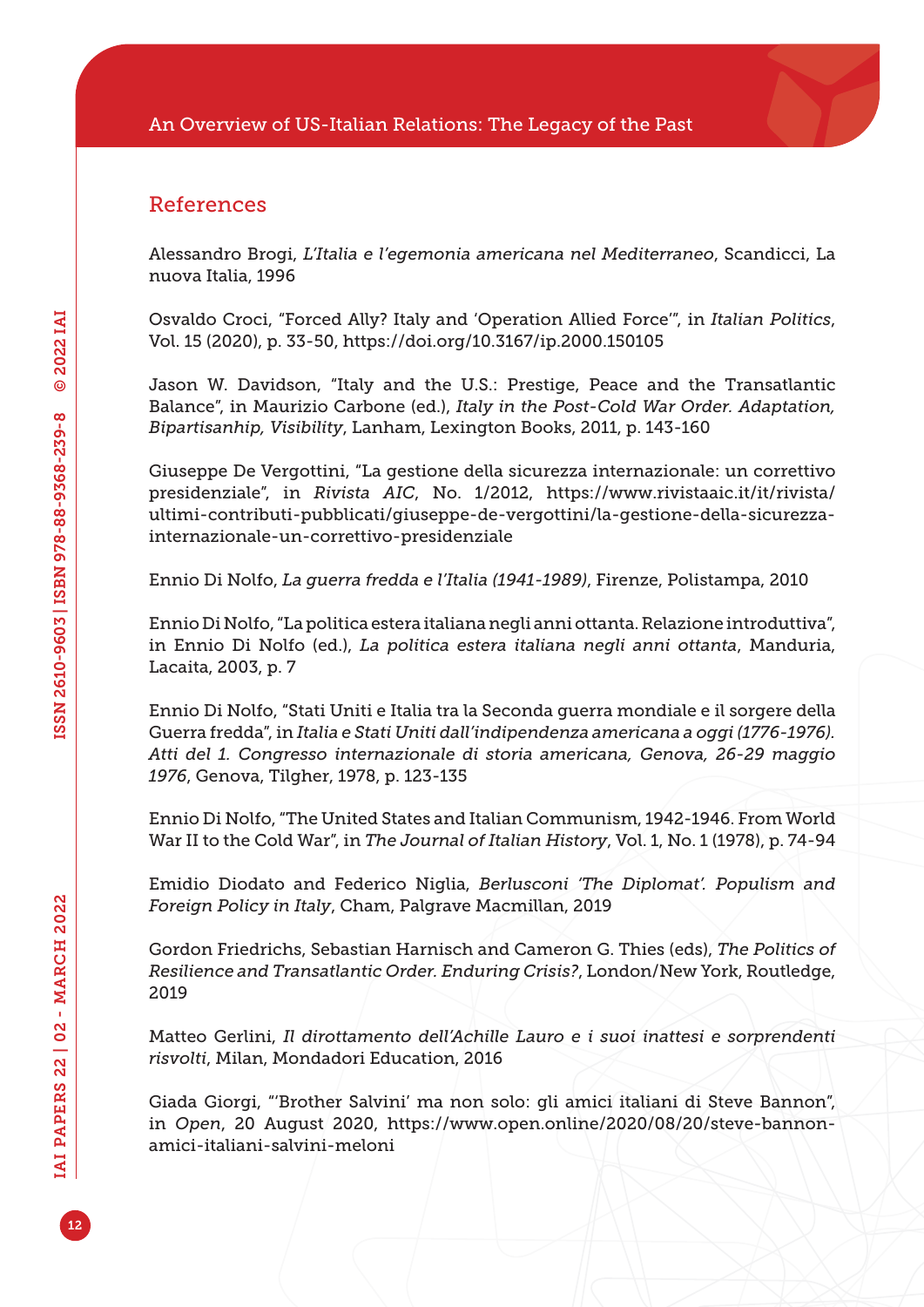## References

Alessandro Brogi, *L'Italia e l'egemonia americana nel Mediterraneo*, Scandicci, La nuova Italia, 1996

Osvaldo Croci, "Forced Ally? Italy and 'Operation Allied Force'", in *Italian Politics*, Vol. 15 (2020), p. 33-50, https://doi.org/10.3167/ip.2000.150105

Jason W. Davidson, "Italy and the U.S.: Prestige, Peace and the Transatlantic Balance", in Maurizio Carbone (ed.), *Italy in the Post-Cold War Order. Adaptation, Bipartisanhip, Visibility*, Lanham, Lexington Books, 2011, p. 143-160

Giuseppe De Vergottini, "La gestione della sicurezza internazionale: un correttivo presidenziale", in *Rivista AIC*, No. 1/2012, https://www.rivistaaic.it/it/rivista/ultimi-contributi-pubblicati/giuseppe-de-vergottini/la-gestione-della-sicurezza-internazionale-un-correttivo-presidenziale

Ennio Di Nolfo, *La guerra fredda e l'Italia (1941-1989)*, Firenze, Polistampa, 2010

Ennio Di Nolfo, "La politica estera italiana negli anni ottanta. Relazione introduttiva", in Ennio Di Nolfo (ed.), *La politica estera italiana negli anni ottanta*, Manduria, Lacaita, 2003, p. 7

Ennio Di Nolfo, "Stati Uniti e Italia tra la Seconda guerra mondiale e il sorgere della Guerra fredda", in *Italia e Stati Uniti dall'indipendenza americana a oggi (1776-1976). Atti del 1. Congresso internazionale di storia americana, Genova, 26-29 maggio 1976*, Genova, Tilgher, 1978, p. 123-135

Ennio Di Nolfo, "The United States and Italian Communism, 1942-1946. From World War II to the Cold War", in *The Journal of Italian History*, Vol. 1, No. 1 (1978), p. 74-94

Emidio Diodato and Federico Niglia, *Berlusconi 'The Diplomat'. Populism and Foreign Policy in Italy*, Cham, Palgrave Macmillan, 2019

Gordon Friedrichs, Sebastian Harnisch and Cameron G. Thies (eds), *The Politics of Resilience and Transatlantic Order. Enduring Crisis?*, London/New York, Routledge, 2019

Matteo Gerlini, *Il dirottamento dell'Achille Lauro e i suoi inattesi e sorprendenti risvolti*, Milan, Mondadori Education, 2016

Giada Giorgi, "'Brother Salvini' ma non solo: gli amici italiani di Steve Bannon", in *Open*, 20 August 2020, https://www.open.online/2020/08/20/steve-bannon-amici-italiani-salvini-meloni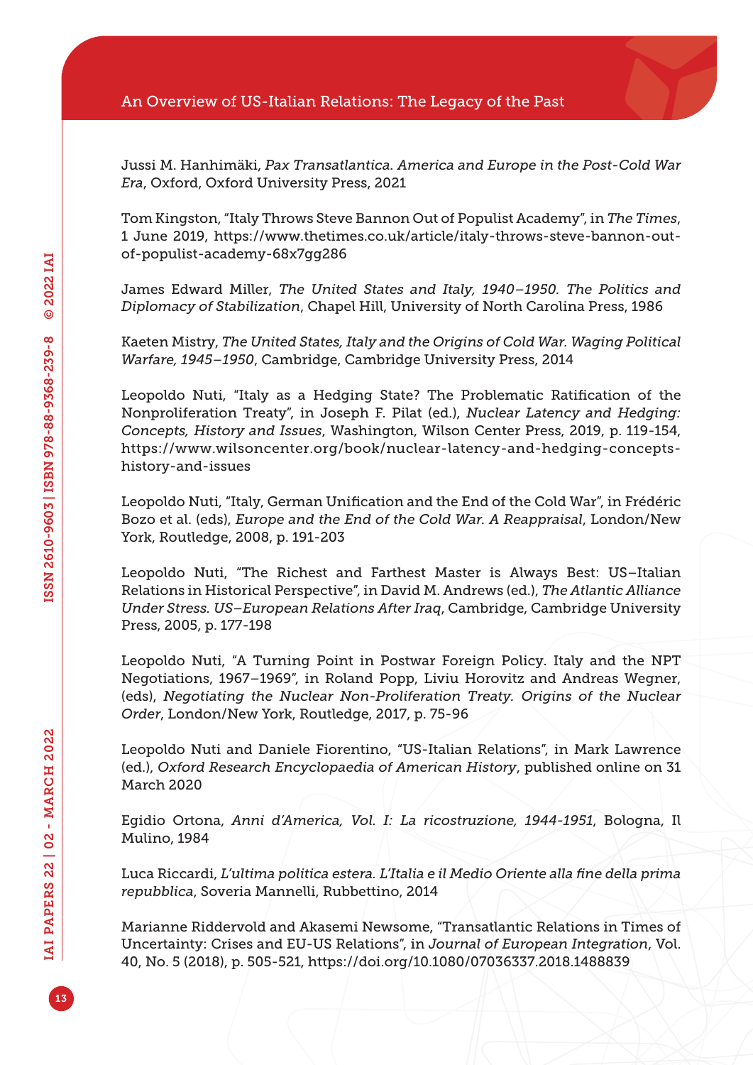Jussi M. Hanhimäki, *Pax Transatlantica. America and Europe in the Post-Cold War Era*, Oxford, Oxford University Press, 2021

Tom Kingston, "Italy Throws Steve Bannon Out of Populist Academy", in *The Times*, 1 June 2019, https://www.thetimes.co.uk/article/italy-throws-steve-bannon-out-of-populist-academy-68x7gg286

James Edward Miller, *The United States and Italy, 1940–1950. The Politics and Diplomacy of Stabilization*, Chapel Hill, University of North Carolina Press, 1986

Kaeten Mistry, *The United States, Italy and the Origins of Cold War. Waging Political Warfare, 1945–1950*, Cambridge, Cambridge University Press, 2014

Leopoldo Nuti, "Italy as a Hedging State? The Problematic Ratification of the Nonproliferation Treaty", in Joseph F. Pilat (ed.), *Nuclear Latency and Hedging: Concepts, History and Issues*, Washington, Wilson Center Press, 2019, p. 119-154, https://www.wilsoncenter.org/book/nuclear-latency-and-hedging-concepts-history-and-issues

Leopoldo Nuti, "Italy, German Unification and the End of the Cold War", in Frédéric Bozo et al. (eds), *Europe and the End of the Cold War. A Reappraisal*, London/New York, Routledge, 2008, p. 191-203

Leopoldo Nuti, "The Richest and Farthest Master is Always Best: US–Italian Relations in Historical Perspective", in David M. Andrews (ed.), *The Atlantic Alliance Under Stress. US–European Relations After Iraq*, Cambridge, Cambridge University Press, 2005, p. 177-198

Leopoldo Nuti, "A Turning Point in Postwar Foreign Policy. Italy and the NPT Negotiations, 1967–1969", in Roland Popp, Liviu Horovitz and Andreas Wegner, (eds), *Negotiating the Nuclear Non-Proliferation Treaty. Origins of the Nuclear Order*, London/New York, Routledge, 2017, p. 75-96

Leopoldo Nuti and Daniele Fiorentino, "US-Italian Relations", in Mark Lawrence (ed.), *Oxford Research Encyclopaedia of American History*, published online on 31 March 2020

Egidio Ortona, *Anni d'America, Vol. I: La ricostruzione, 1944-1951*, Bologna, Il Mulino, 1984

Luca Riccardi, *L'ultima politica estera. L'Italia e il Medio Oriente alla fine della prima repubblica*, Soveria Mannelli, Rubbettino, 2014

Marianne Riddervold and Akasemi Newsome, "Transatlantic Relations in Times of Uncertainty: Crises and EU-US Relations", in *Journal of European Integration*, Vol. 40, No. 5 (2018), p. 505-521, https://doi.org/10.1080/07036337.2018.1488839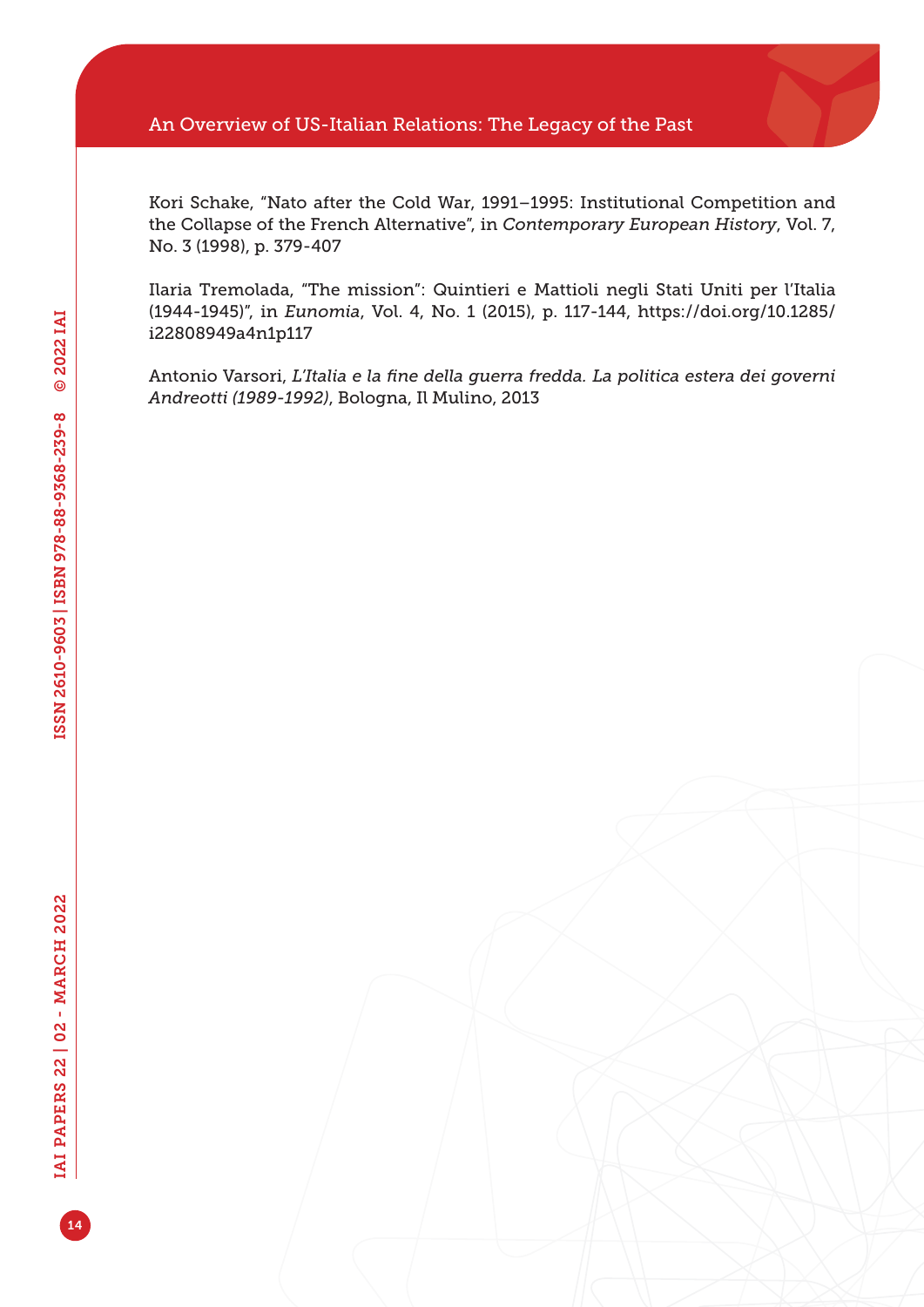Kori Schake, "Nato after the Cold War, 1991–1995: Institutional Competition and the Collapse of the French Alternative", in *Contemporary European History*, Vol. 7, No. 3 (1998), p. 379-407

Ilaria Tremolada, "The mission": Quintieri e Mattioli negli Stati Uniti per l'Italia (1944-1945)", in *Eunomia*, Vol. 4, No. 1 (2015), p. 117-144, https://doi.org/10.1285/i22808949a4n1p117

Antonio Varsori, *L'Italia e la fine della guerra fredda. La politica estera dei governi Andreotti (1989-1992)*, Bologna, Il Mulino, 2013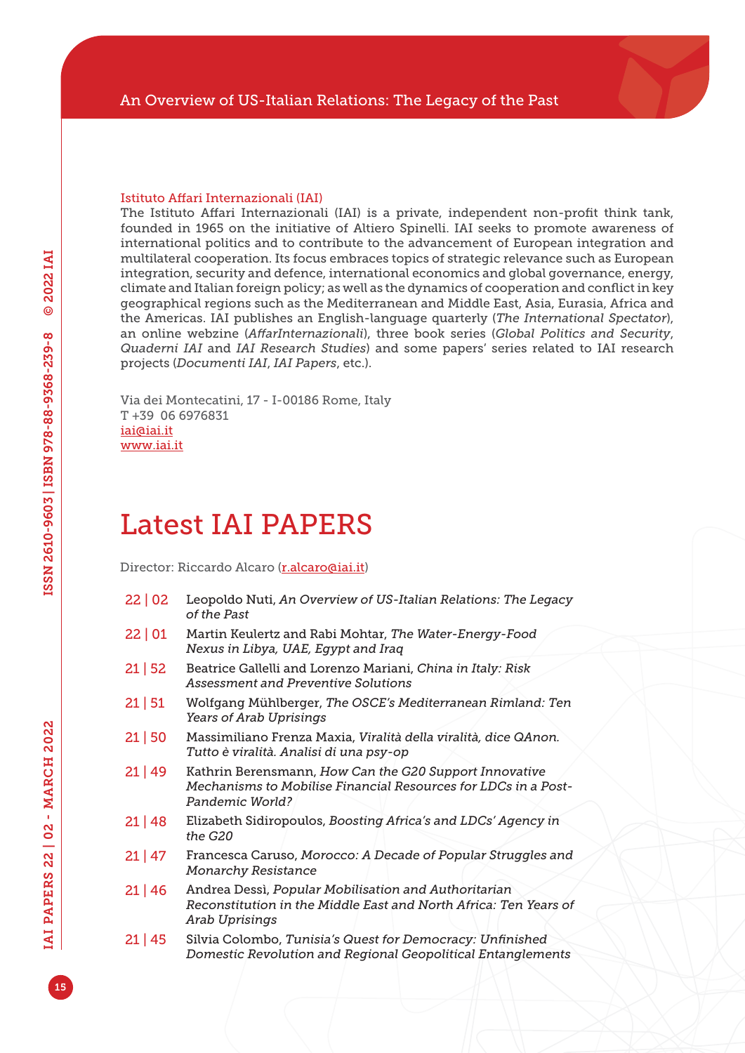Istituto Affari Internazionali (IAI)

The Istituto Affari Internazionali (IAI) is a private, independent non-profit think tank, founded in 1965 on the initiative of Altiero Spinelli. IAI seeks to promote awareness of international politics and to contribute to the advancement of European integration and multilateral cooperation. Its focus embraces topics of strategic relevance such as European integration, security and defence, international economics and global governance, energy, climate and Italian foreign policy; as well as the dynamics of cooperation and conflict in key geographical regions such as the Mediterranean and Middle East, Asia, Eurasia, Africa and the Americas. IAI publishes an English-language quarterly (*The International Spectator*), an online webzine (*AffarInternazionali*), three book series (*Global Politics and Security*, *Quaderni IAI* and *IAI Research Studies*) and some papers' series related to IAI research projects (*Documenti IAI*, *IAI Papers*, etc.).

Via dei Montecatini, 17 - I-00186 Rome, Italy
T +39 06 6976831
iai@iai.it
www.iai.it

# Latest IAI PAPERS

Director: Riccardo Alcaro (r.alcaro@iai.it)

- 22 | 02 Leopoldo Nuti, *An Overview of US-Italian Relations: The Legacy of the Past*
- 22 | 01 Martin Keulertz and Rabi Mohtar, *The Water-Energy-Food Nexus in Libya, UAE, Egypt and Iraq*
- 21 | 52 Beatrice Gallelli and Lorenzo Mariani, *China in Italy: Risk Assessment and Preventive Solutions*
- 21 | 51 Wolfgang Mühlberger, *The OSCE's Mediterranean Rimland: Ten Years of Arab Uprisings*
- 21 | 50 Massimiliano Frenza Maxia, *Viralità della viralità, dice QAnon. Tutto è viralità. Analisi di una psy-op*
- 21 | 49 Kathrin Berensmann, *How Can the G20 Support Innovative Mechanisms to Mobilise Financial Resources for LDCs in a Post-Pandemic World?*
- 21 | 48 Elizabeth Sidiropoulos, *Boosting Africa's and LDCs' Agency in the G20*
- 21 | 47 Francesca Caruso, *Morocco: A Decade of Popular Struggles and Monarchy Resistance*
- 21 | 46 Andrea Dessì, *Popular Mobilisation and Authoritarian Reconstitution in the Middle East and North Africa: Ten Years of Arab Uprisings*
- 21 | 45 Silvia Colombo, *Tunisia's Quest for Democracy: Unfinished Domestic Revolution and Regional Geopolitical Entanglements*